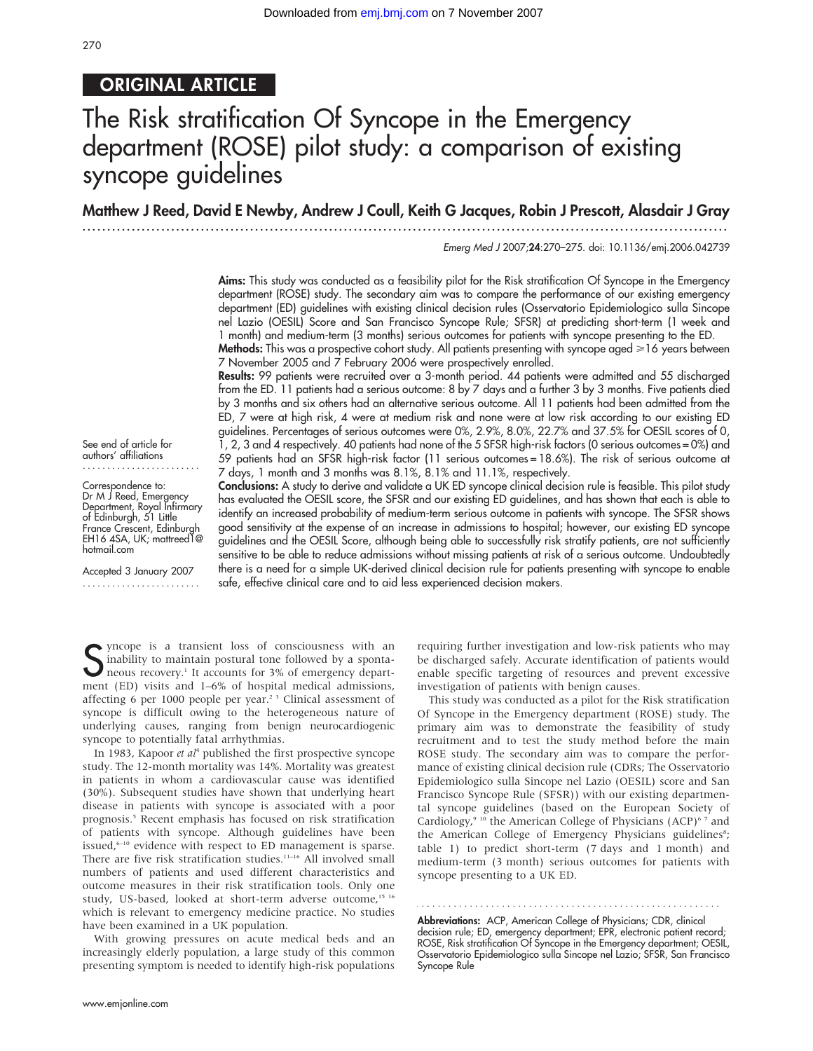## ORIGINAL ARTICLE

# The Risk stratification Of Syncope in the Emergency department (ROSE) pilot study: a comparison of existing syncope guidelines

**Matthew J Reed, David E Newby, Andrew J Coull, Keith G Jacques, Robin J Prescott, Alasdair J Gray**

*Emerg Med J* 2007;**24**:270–275. doi: 10.1136/emj.2006.042739

**Aims:** This study was conducted as a feasibility pilot for the Risk stratification Of Syncope in the Emergency department (ROSE) study. The secondary aim was to compare the performance of our existing emergency department (ED) guidelines with existing clinical decision rules (Osservatorio Epidemiologico sulla Sincope nel Lazio (OESIL) Score and San Francisco Syncope Rule; SFSR) at predicting short-term (1 week and 1 month) and medium-term (3 months) serious outcomes for patients with syncope presenting to the ED.

**Methods:** This was a prospective cohort study. All patients presenting with syncope aged ⩾16 years between 7 November 2005 and 7 February 2006 were prospectively enrolled.

**Results:** 99 patients were recruited over a 3-month period. 44 patients were admitted and 55 discharged from the ED. 11 patients had a serious outcome: 8 by 7 days and a further 3 by 3 months. Five patients died by 3 months and six others had an alternative serious outcome. All 11 patients had been admitted from the ED, 7 were at high risk, 4 were at medium risk and none were at low risk according to our existing ED guidelines. Percentages of serious outcomes were 0%, 2.9%, 8.0%, 22.7% and 37.5% for OESIL scores of 0, 1, 2, 3 and 4 respectively. 40 patients had none of the 5 SFSR high-risk factors (0 serious outcomes = 0%) and 59 patients had an SFSR high-risk factor (11 serious outcomes = 18.6%). The risk of serious outcome at 7 days, 1 month and 3 months was 8.1%, 8.1% and 11.1%, respectively.

**Conclusions:** A study to derive and validate a UK ED syncope clinical decision rule is feasible. This pilot study has evaluated the OESIL score, the SFSR and our existing ED guidelines, and has shown that each is able to identify an increased probability of medium-term serious outcome in patients with syncope. The SFSR shows good sensitivity at the expense of an increase in admissions to hospital; however, our existing ED syncope guidelines and the OESIL Score, although being able to successfully risk stratify patients, are not sufficiently sensitive to be able to reduce admissions without missing patients at risk of a serious outcome. Undoubtedly there is a need for a simple UK-derived clinical decision rule for patients presenting with syncope to enable safe, effective clinical care and to aid less experienced decision makers.

See end of article for authors' affiliations

Correspondence to: Dr M J Reed, Emergency Department, Royal Infirmary of Edinburgh, 51 Little France Crescent, Edinburgh EH16 4SA, UK; mattreed1@hotmail.com

Accepted 3 January 2007

Syncope is a transient loss of consciousness with an inability to maintain postural tone followed by a spontaneous recovery.[1] It accounts for 3% of emergency department (ED) visits and 1–6% of hospital medical admissions, affecting 6 per 1000 people per year.[2,3] Clinical assessment of syncope is difficult owing to the heterogeneous nature of underlying causes, ranging from benign neurocardiogenic syncope to potentially fatal arrhythmias.

In 1983, Kapoor *et al*[4] published the first prospective syncope study. The 12-month mortality was 14%. Mortality was greatest in patients in whom a cardiovascular cause was identified (30%). Subsequent studies have shown that underlying heart disease in patients with syncope is associated with a poor prognosis.[5] Recent emphasis has focused on risk stratification of patients with syncope. Although guidelines have been issued,[6–10] evidence with respect to ED management is sparse. There are five risk stratification studies.[11–16] All involved small numbers of patients and used different characteristics and outcome measures in their risk stratification tools. Only one study, US-based, looked at short-term adverse outcome,[15,16] which is relevant to emergency medicine practice. No studies have been examined in a UK population.

With growing pressures on acute medical beds and an increasingly elderly population, a large study of this common presenting symptom is needed to identify high-risk populations requiring further investigation and low-risk patients who may be discharged safely. Accurate identification of patients would enable specific targeting of resources and prevent excessive investigation of patients with benign causes.

This study was conducted as a pilot for the Risk stratification Of Syncope in the Emergency department (ROSE) study. The primary aim was to demonstrate the feasibility of study recruitment and to test the study method before the main ROSE study. The secondary aim was to compare the performance of existing clinical decision rule (CDRs; The Osservatorio Epidemiologico sulla Sincope nel Lazio (OESIL) score and San Francisco Syncope Rule (SFSR)) with our existing departmental syncope guidelines (based on the European Society of Cardiology,[9,10] the American College of Physicians (ACP)[6,7] and the American College of Emergency Physicians guidelines[8]; table 1) to predict short-term (7 days and 1 month) and medium-term (3 month) serious outcomes for patients with syncope presenting to a UK ED.

**Abbreviations:** ACP, American College of Physicians; CDR, clinical decision rule; ED, emergency department; EPR, electronic patient record; ROSE, Risk stratification Of Syncope in the Emergency department; OESIL, Osservatorio Epidemiologico sulla Sincope nel Lazio; SFSR, San Francisco Syncope Rule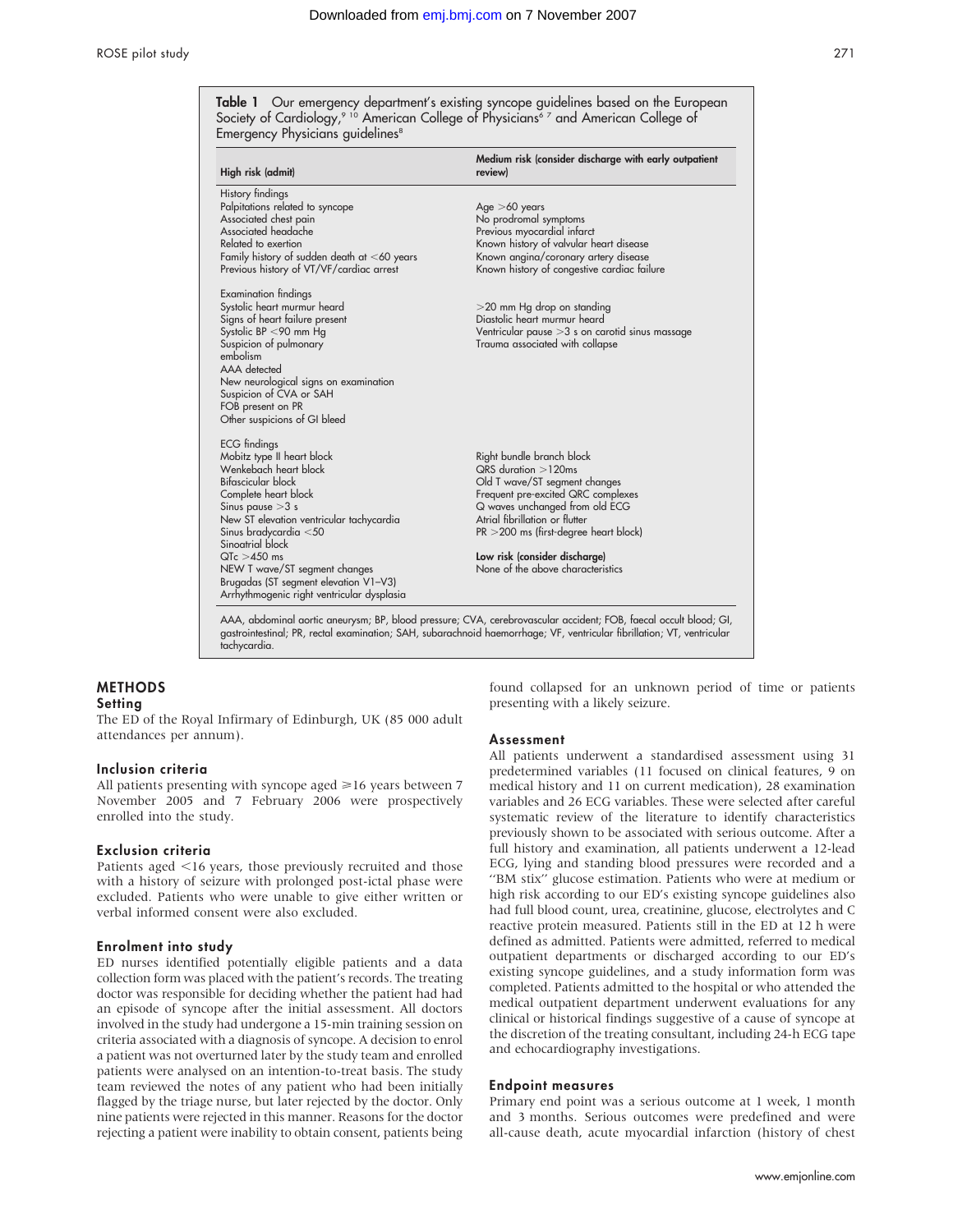**Table 1** Our emergency department's existing syncope guidelines based on the European Society of Cardiology,[9 10] American College of Physicians[6 7] and American College of Emergency Physicians guidelines[8]

| High risk (admit) | Medium risk (consider discharge with early outpatient review) |
|---|---|
| History findings | |
| Palpitations related to syncope | Age >60 years |
| Associated chest pain | No prodromal symptoms |
| Associated headache | Previous myocardial infarct |
| Related to exertion | Known history of valvular heart disease |
| Family history of sudden death at <60 years | Known angina/coronary artery disease |
| Previous history of VT/VF/cardiac arrest | Known history of congestive cardiac failure |
| Examination findings | |
| Systolic heart murmur heard | >20 mm Hg drop on standing |
| Signs of heart failure present | Diastolic heart murmur heard |
| Systolic BP <90 mm Hg | Ventricular pause >3 s on carotid sinus massage |
| Suspicion of pulmonary embolism | Trauma associated with collapse |
| AAA detected | |
| New neurological signs on examination | |
| Suspicion of CVA or SAH | |
| FOB present on PR | |
| Other suspicions of GI bleed | |
| ECG findings | |
| Mobitz type II heart block | Right bundle branch block |
| Wenkebach heart block | QRS duration >120ms |
| Bifascicular block | Old T wave/ST segment changes |
| Complete heart block | Frequent pre-excited QRC complexes |
| Sinus pause >3 s | Q waves unchanged from old ECG |
| New ST elevation ventricular tachycardia | Atrial fibrillation or flutter |
| Sinus bradycardia <50 | PR >200 ms (first-degree heart block) |
| Sinoatrial block | |
| QTc >450 ms | **Low risk (consider discharge)** |
| NEW T wave/ST segment changes | None of the above characteristics |
| Brugadas (ST segment elevation V1–V3) | |
| Arrhythmogenic right ventricular dysplasia | |

AAA, abdominal aortic aneurysm; BP, blood pressure; CVA, cerebrovascular accident; FOB, faecal occult blood; GI, gastrointestinal; PR, rectal examination; SAH, subarachnoid haemorrhage; VF, ventricular fibrillation; VT, ventricular tachycardia.

## METHODS

### Setting

The ED of the Royal Infirmary of Edinburgh, UK (85 000 adult attendances per annum).

### Inclusion criteria

All patients presenting with syncope aged ⩾16 years between 7 November 2005 and 7 February 2006 were prospectively enrolled into the study.

### Exclusion criteria

Patients aged <16 years, those previously recruited and those with a history of seizure with prolonged post-ictal phase were excluded. Patients who were unable to give either written or verbal informed consent were also excluded.

### Enrolment into study

ED nurses identified potentially eligible patients and a data collection form was placed with the patient's records. The treating doctor was responsible for deciding whether the patient had had an episode of syncope after the initial assessment. All doctors involved in the study had undergone a 15-min training session on criteria associated with a diagnosis of syncope. A decision to enrol a patient was not overturned later by the study team and enrolled patients were analysed on an intention-to-treat basis. The study team reviewed the notes of any patient who had been initially flagged by the triage nurse, but later rejected by the doctor. Only nine patients were rejected in this manner. Reasons for the doctor rejecting a patient were inability to obtain consent, patients being found collapsed for an unknown period of time or patients presenting with a likely seizure.

### Assessment

All patients underwent a standardised assessment using 31 predetermined variables (11 focused on clinical features, 9 on medical history and 11 on current medication), 28 examination variables and 26 ECG variables. These were selected after careful systematic review of the literature to identify characteristics previously shown to be associated with serious outcome. After a full history and examination, all patients underwent a 12-lead ECG, lying and standing blood pressures were recorded and a "BM stix" glucose estimation. Patients who were at medium or high risk according to our ED's existing syncope guidelines also had full blood count, urea, creatinine, glucose, electrolytes and C reactive protein measured. Patients still in the ED at 12 h were defined as admitted. Patients were admitted, referred to medical outpatient departments or discharged according to our ED's existing syncope guidelines, and a study information form was completed. Patients admitted to the hospital or who attended the medical outpatient department underwent evaluations for any clinical or historical findings suggestive of a cause of syncope at the discretion of the treating consultant, including 24-h ECG tape and echocardiography investigations.

### Endpoint measures

Primary end point was a serious outcome at 1 week, 1 month and 3 months. Serious outcomes were predefined and were all-cause death, acute myocardial infarction (history of chest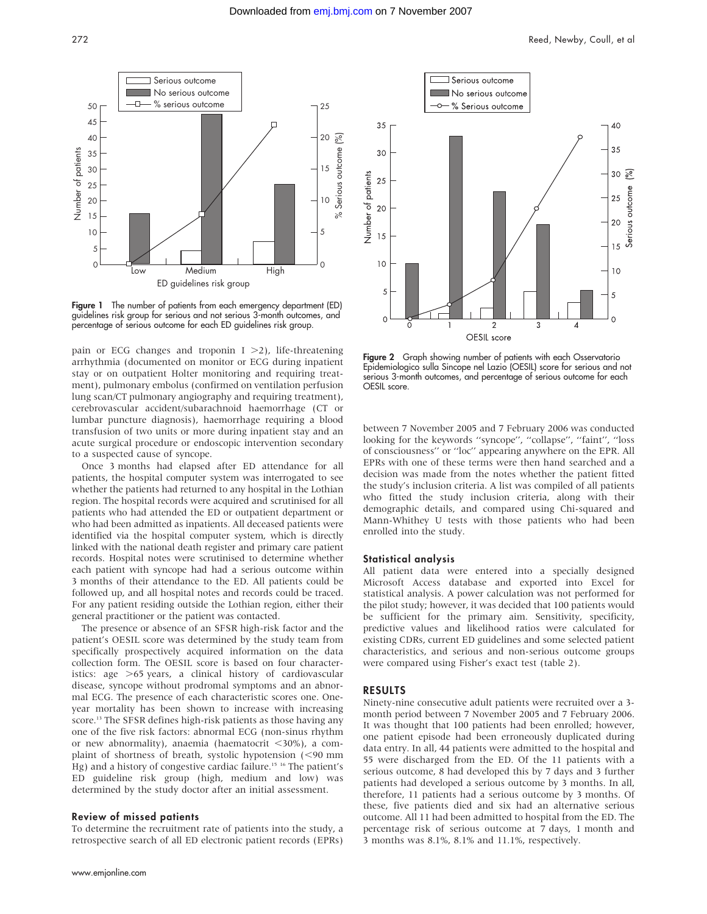**Figure 1** The number of patients from each emergency department (ED) guidelines risk group for serious and not serious 3-month outcomes, and percentage of serious outcome for each ED guidelines risk group.

**Figure 2** Graph showing number of patients with each Osservatorio Epidemiologico sulla Sincope nel Lazio (OESIL) score for serious and not serious 3-month outcomes, and percentage of serious outcome for each OESIL score.

pain or ECG changes and troponin I >2), life-threatening arrhythmia (documented on monitor or ECG during inpatient stay or on outpatient Holter monitoring and requiring treatment), pulmonary embolus (confirmed on ventilation perfusion lung scan/CT pulmonary angiography and requiring treatment), cerebrovascular accident/subarachnoid haemorrhage (CT or lumbar puncture diagnosis), haemorrhage requiring a blood transfusion of two units or more during inpatient stay and an acute surgical procedure or endoscopic intervention secondary to a suspected cause of syncope.

Once 3 months had elapsed after ED attendance for all patients, the hospital computer system was interrogated to see whether the patients had returned to any hospital in the Lothian region. The hospital records were acquired and scrutinised for all patients who had attended the ED or outpatient department or who had been admitted as inpatients. All deceased patients were identified via the hospital computer system, which is directly linked with the national death register and primary care patient records. Hospital notes were scrutinised to determine whether each patient with syncope had had a serious outcome within 3 months of their attendance to the ED. All patients could be followed up, and all hospital notes and records could be traced. For any patient residing outside the Lothian region, either their general practitioner or the patient was contacted.

The presence or absence of an SFSR high-risk factor and the patient's OESIL score was determined by the study team from specifically prospectively acquired information on the data collection form. The OESIL score is based on four characteristics: age >65 years, a clinical history of cardiovascular disease, syncope without prodromal symptoms and an abnormal ECG. The presence of each characteristic scores one. One-year mortality has been shown to increase with increasing score.[13] The SFSR defines high-risk patients as those having any one of the five risk factors: abnormal ECG (non-sinus rhythm or new abnormality), anaemia (haematocrit <30%), a complaint of shortness of breath, systolic hypotension (<90 mm Hg) and a history of congestive cardiac failure.[15 16] The patient's ED guideline risk group (high, medium and low) was determined by the study doctor after an initial assessment.

### Review of missed patients

To determine the recruitment rate of patients into the study, a retrospective search of all ED electronic patient records (EPRs) between 7 November 2005 and 7 February 2006 was conducted looking for the keywords "syncope", "collapse", "faint", "loss of consciousness" or "loc" appearing anywhere on the EPR. All EPRs with one of these terms were then hand searched and a decision was made from the notes whether the patient fitted the study's inclusion criteria. A list was compiled of all patients who fitted the study inclusion criteria, along with their demographic details, and compared using Chi-squared and Mann-Whithey U tests with those patients who had been enrolled into the study.

### Statistical analysis

All patient data were entered into a specially designed Microsoft Access database and exported into Excel for statistical analysis. A power calculation was not performed for the pilot study; however, it was decided that 100 patients would be sufficient for the primary aim. Sensitivity, specificity, predictive values and likelihood ratios were calculated for existing CDRs, current ED guidelines and some selected patient characteristics, and serious and non-serious outcome groups were compared using Fisher's exact test (table 2).

## RESULTS

Ninety-nine consecutive adult patients were recruited over a 3-month period between 7 November 2005 and 7 February 2006. It was thought that 100 patients had been enrolled; however, one patient episode had been erroneously duplicated during data entry. In all, 44 patients were admitted to the hospital and 55 were discharged from the ED. Of the 11 patients with a serious outcome, 8 had developed this by 7 days and 3 further patients had developed a serious outcome by 3 months. In all, therefore, 11 patients had a serious outcome by 3 months. Of these, five patients died and six had an alternative serious outcome. All 11 had been admitted to hospital from the ED. The percentage risk of serious outcome at 7 days, 1 month and 3 months was 8.1%, 8.1% and 11.1%, respectively.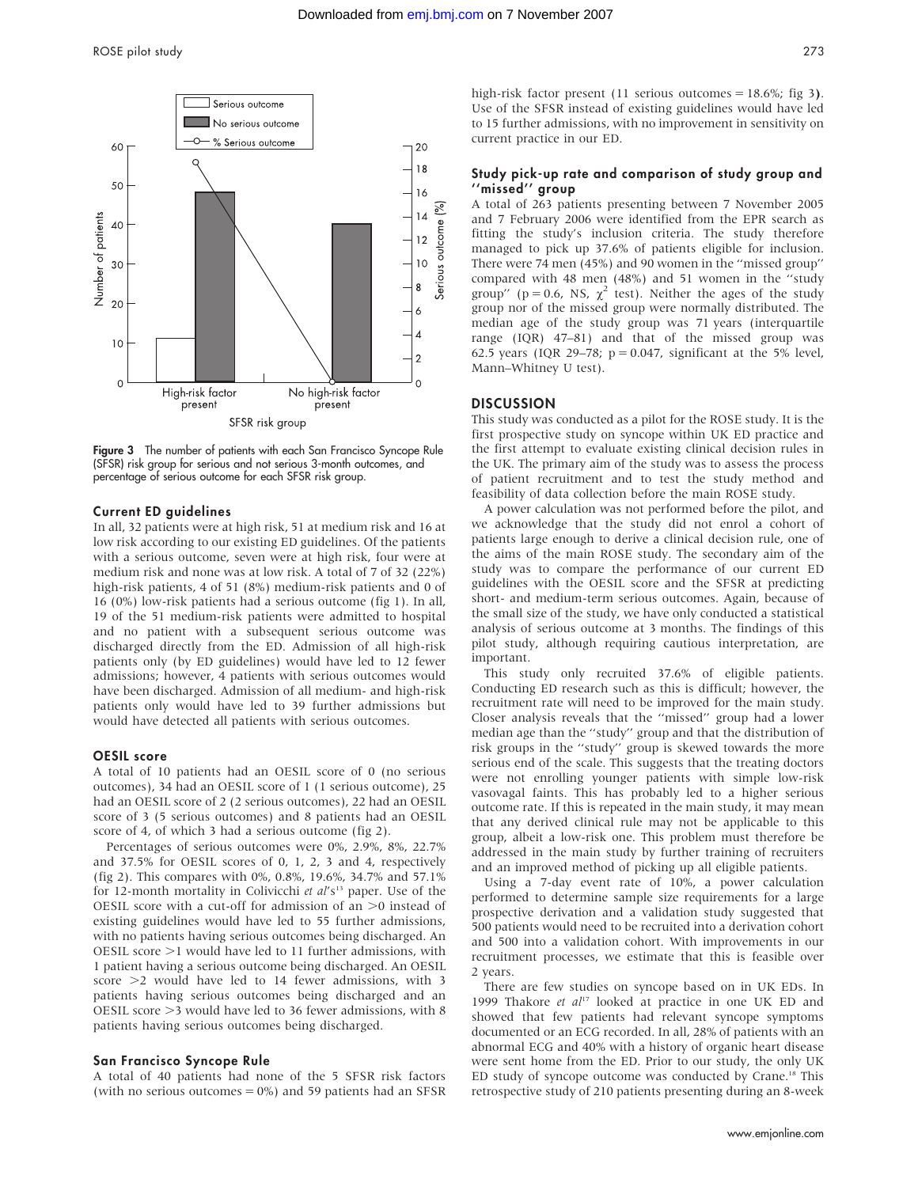Figure 3 The number of patients with each San Francisco Syncope Rule (SFSR) risk group for serious and not serious 3-month outcomes, and percentage of serious outcome for each SFSR risk group.

### Current ED guidelines

In all, 32 patients were at high risk, 51 at medium risk and 16 at low risk according to our existing ED guidelines. Of the patients with a serious outcome, seven were at high risk, four were at medium risk and none was at low risk. A total of 7 of 32 (22%) high-risk patients, 4 of 51 (8%) medium-risk patients and 0 of 16 (0%) low-risk patients had a serious outcome (fig 1). In all, 19 of the 51 medium-risk patients were admitted to hospital and no patient with a subsequent serious outcome was discharged directly from the ED. Admission of all high-risk patients only (by ED guidelines) would have led to 12 fewer admissions; however, 4 patients with serious outcomes would have been discharged. Admission of all medium- and high-risk patients only would have led to 39 further admissions but would have detected all patients with serious outcomes.

### OESIL score

A total of 10 patients had an OESIL score of 0 (no serious outcomes), 34 had an OESIL score of 1 (1 serious outcome), 25 had an OESIL score of 2 (2 serious outcomes), 22 had an OESIL score of 3 (5 serious outcomes) and 8 patients had an OESIL score of 4, of which 3 had a serious outcome (fig 2).

Percentages of serious outcomes were 0%, 2.9%, 8%, 22.7% and 37.5% for OESIL scores of 0, 1, 2, 3 and 4, respectively (fig 2). This compares with 0%, 0.8%, 19.6%, 34.7% and 57.1% for 12-month mortality in Colivicchi *et al*'s[13] paper. Use of the OESIL score with a cut-off for admission of an >0 instead of existing guidelines would have led to 55 further admissions, with no patients having serious outcomes being discharged. An OESIL score >1 would have led to 11 further admissions, with 1 patient having a serious outcome being discharged. An OESIL score >2 would have led to 14 fewer admissions, with 3 patients having serious outcomes being discharged and an OESIL score >3 would have led to 36 fewer admissions, with 8 patients having serious outcomes being discharged.

### San Francisco Syncope Rule

A total of 40 patients had none of the 5 SFSR risk factors (with no serious outcomes = 0%) and 59 patients had an SFSR high-risk factor present (11 serious outcomes = 18.6%; fig 3). Use of the SFSR instead of existing guidelines would have led to 15 further admissions, with no improvement in sensitivity on current practice in our ED.

### Study pick-up rate and comparison of study group and "missed" group

A total of 263 patients presenting between 7 November 2005 and 7 February 2006 were identified from the EPR search as fitting the study's inclusion criteria. The study therefore managed to pick up 37.6% of patients eligible for inclusion. There were 74 men (45%) and 90 women in the "missed group" compared with 48 men (48%) and 51 women in the "study group" ($p = 0.6$, NS, $\chi^2$ test). Neither the ages of the study group nor of the missed group were normally distributed. The median age of the study group was 71 years (interquartile range (IQR) 47–81) and that of the missed group was 62.5 years (IQR 29–78; $p = 0.047$, significant at the 5% level, Mann–Whitney U test).

## DISCUSSION

This study was conducted as a pilot for the ROSE study. It is the first prospective study on syncope within UK ED practice and the first attempt to evaluate existing clinical decision rules in the UK. The primary aim of the study was to assess the process of patient recruitment and to test the study method and feasibility of data collection before the main ROSE study.

A power calculation was not performed before the pilot, and we acknowledge that the study did not enrol a cohort of patients large enough to derive a clinical decision rule, one of the aims of the main ROSE study. The secondary aim of the study was to compare the performance of our current ED guidelines with the OESIL score and the SFSR at predicting short- and medium-term serious outcomes. Again, because of the small size of the study, we have only conducted a statistical analysis of serious outcome at 3 months. The findings of this pilot study, although requiring cautious interpretation, are important.

This study only recruited 37.6% of eligible patients. Conducting ED research such as this is difficult; however, the recruitment rate will need to be improved for the main study. Closer analysis reveals that the "missed" group had a lower median age than the "study" group and that the distribution of risk groups in the "study" group is skewed towards the more serious end of the scale. This suggests that the treating doctors were not enrolling younger patients with simple low-risk vasovagal faints. This has probably led to a higher serious outcome rate. If this is repeated in the main study, it may mean that any derived clinical rule may not be applicable to this group, albeit a low-risk one. This problem must therefore be addressed in the main study by further training of recruiters and an improved method of picking up all eligible patients.

Using a 7-day event rate of 10%, a power calculation performed to determine sample size requirements for a large prospective derivation and a validation study suggested that 500 patients would need to be recruited into a derivation cohort and 500 into a validation cohort. With improvements in our recruitment processes, we estimate that this is feasible over 2 years.

There are few studies on syncope based on in UK EDs. In 1999 Thakore *et al*[17] looked at practice in one UK ED and showed that few patients had relevant syncope symptoms documented or an ECG recorded. In all, 28% of patients with an abnormal ECG and 40% with a history of organic heart disease were sent home from the ED. Prior to our study, the only UK ED study of syncope outcome was conducted by Crane.[18] This retrospective study of 210 patients presenting during an 8-week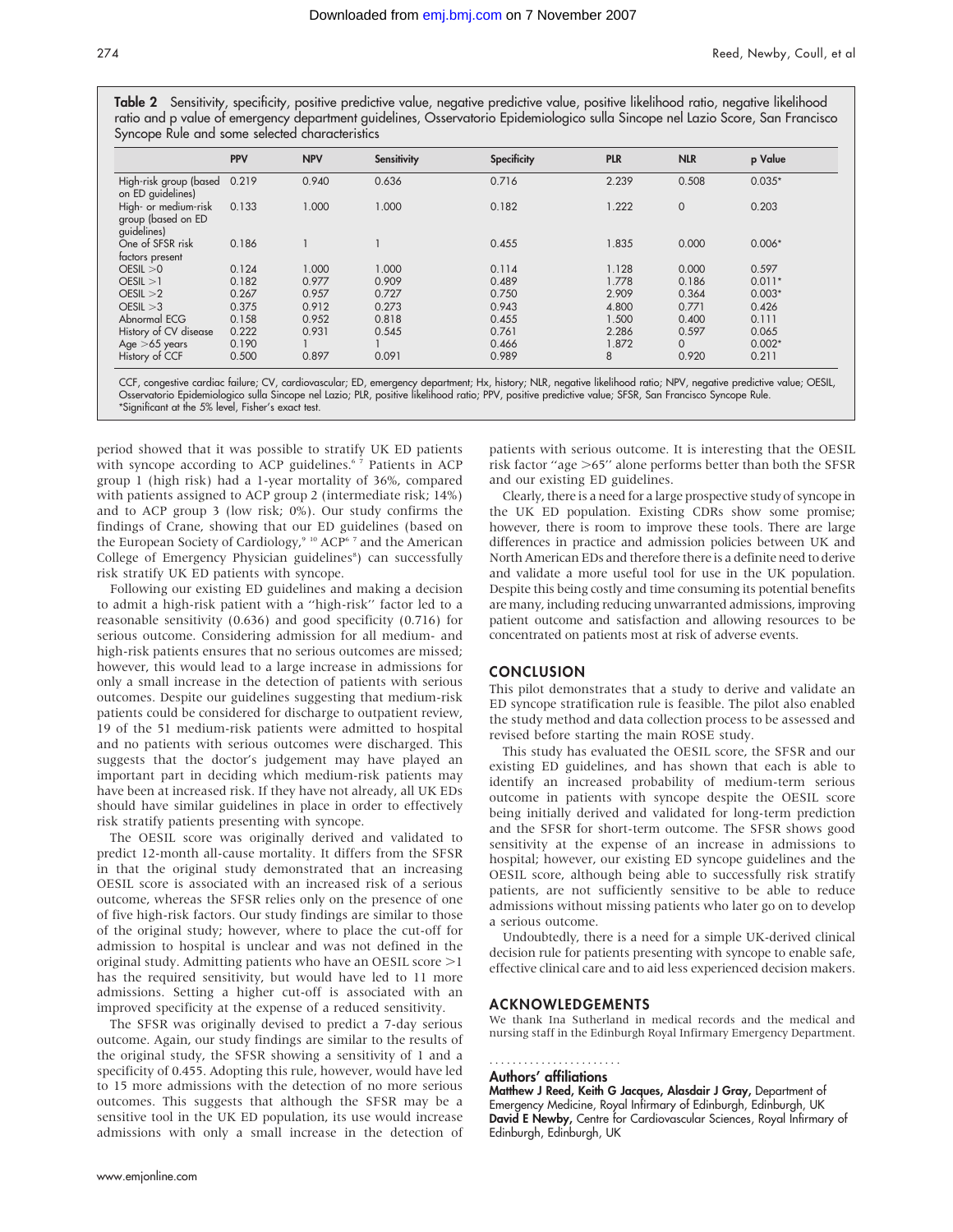**Table 2** Sensitivity, specificity, positive predictive value, negative predictive value, positive likelihood ratio, negative likelihood ratio and p value of emergency department guidelines, Osservatorio Epidemiologico sulla Sincope nel Lazio Score, San Francisco Syncope Rule and some selected characteristics

| | PPV | NPV | Sensitivity | Specificity | PLR | NLR | p Value |
|---|---|---|---|---|---|---|---|
| High-risk group (based on ED guidelines) | 0.219 | 0.940 | 0.636 | 0.716 | 2.239 | 0.508 | 0.035* |
| High- or medium-risk group (based on ED guidelines) | 0.133 | 1.000 | 1.000 | 0.182 | 1.222 | 0 | 0.203 |
| One of SFSR risk factors present | 0.186 | 1 | 1 | 0.455 | 1.835 | 0.000 | 0.006* |
| OESIL >0 | 0.124 | 1.000 | 1.000 | 0.114 | 1.128 | 0.000 | 0.597 |
| OESIL >1 | 0.182 | 0.977 | 0.909 | 0.489 | 1.778 | 0.186 | 0.011* |
| OESIL >2 | 0.267 | 0.957 | 0.727 | 0.750 | 2.909 | 0.364 | 0.003* |
| OESIL >3 | 0.375 | 0.912 | 0.273 | 0.943 | 4.800 | 0.771 | 0.426 |
| Abnormal ECG | 0.158 | 0.952 | 0.818 | 0.455 | 1.500 | 0.400 | 0.111 |
| History of CV disease | 0.222 | 0.931 | 0.545 | 0.761 | 2.286 | 0.597 | 0.065 |
| Age >65 years | 0.190 | 1 | 1 | 0.466 | 1.872 | 0 | 0.002* |
| History of CCF | 0.500 | 0.897 | 0.091 | 0.989 | 8 | 0.920 | 0.211 |

CCF, congestive cardiac failure; CV, cardiovascular; ED, emergency department; Hx, history; NLR, negative likelihood ratio; NPV, negative predictive value; OESIL, Osservatorio Epidemiologico sulla Sincope nel Lazio; PLR, positive likelihood ratio; PPV, positive predictive value; SFSR, San Francisco Syncope Rule.
*Significant at the 5% level, Fisher's exact test.

period showed that it was possible to stratify UK ED patients with syncope according to ACP guidelines.[6 7] Patients in ACP group 1 (high risk) had a 1-year mortality of 36%, compared with patients assigned to ACP group 2 (intermediate risk; 14%) and to ACP group 3 (low risk; 0%). Our study confirms the findings of Crane, showing that our ED guidelines (based on the European Society of Cardiology,[9 10] ACP[6 7] and the American College of Emergency Physician guidelines[8]) can successfully risk stratify UK ED patients with syncope.

Following our existing ED guidelines and making a decision to admit a high-risk patient with a "high-risk" factor led to a reasonable sensitivity (0.636) and good specificity (0.716) for serious outcome. Considering admission for all medium- and high-risk patients ensures that no serious outcomes are missed; however, this would lead to a large increase in admissions for only a small increase in the detection of patients with serious outcomes. Despite our guidelines suggesting that medium-risk patients could be considered for discharge to outpatient review, 19 of the 51 medium-risk patients were admitted to hospital and no patients with serious outcomes were discharged. This suggests that the doctor's judgement may have played an important part in deciding which medium-risk patients may have been at increased risk. If they have not already, all UK EDs should have similar guidelines in place in order to effectively risk stratify patients presenting with syncope.

The OESIL score was originally derived and validated to predict 12-month all-cause mortality. It differs from the SFSR in that the original study demonstrated that an increasing OESIL score is associated with an increased risk of a serious outcome, whereas the SFSR relies only on the presence of one of five high-risk factors. Our study findings are similar to those of the original study; however, where to place the cut-off for admission to hospital is unclear and was not defined in the original study. Admitting patients who have an OESIL score >1 has the required sensitivity, but would have led to 11 more admissions. Setting a higher cut-off is associated with an improved specificity at the expense of a reduced sensitivity.

The SFSR was originally devised to predict a 7-day serious outcome. Again, our study findings are similar to the results of the original study, the SFSR showing a sensitivity of 1 and a specificity of 0.455. Adopting this rule, however, would have led to 15 more admissions with the detection of no more serious outcomes. This suggests that although the SFSR may be a sensitive tool in the UK ED population, its use would increase admissions with only a small increase in the detection of patients with serious outcome. It is interesting that the OESIL risk factor "age >65" alone performs better than both the SFSR and our existing ED guidelines.

Clearly, there is a need for a large prospective study of syncope in the UK ED population. Existing CDRs show some promise; however, there is room to improve these tools. There are large differences in practice and admission policies between UK and North American EDs and therefore there is a definite need to derive and validate a more useful tool for use in the UK population. Despite this being costly and time consuming its potential benefits are many, including reducing unwarranted admissions, improving patient outcome and satisfaction and allowing resources to be concentrated on patients most at risk of adverse events.

## CONCLUSION

This pilot demonstrates that a study to derive and validate an ED syncope stratification rule is feasible. The pilot also enabled the study method and data collection process to be assessed and revised before starting the main ROSE study.

This study has evaluated the OESIL score, the SFSR and our existing ED guidelines, and has shown that each is able to identify an increased probability of medium-term serious outcome in patients with syncope despite the OESIL score being initially derived and validated for long-term prediction and the SFSR for short-term outcome. The SFSR shows good sensitivity at the expense of an increase in admissions to hospital; however, our existing ED syncope guidelines and the OESIL score, although being able to successfully risk stratify patients, are not sufficiently sensitive to be able to reduce admissions without missing patients who later go on to develop a serious outcome.

Undoubtedly, there is a need for a simple UK-derived clinical decision rule for patients presenting with syncope to enable safe, effective clinical care and to aid less experienced decision makers.

## ACKNOWLEDGEMENTS

We thank Ina Sutherland in medical records and the medical and nursing staff in the Edinburgh Royal Infirmary Emergency Department.

### Authors' affiliations

**Matthew J Reed, Keith G Jacques, Alasdair J Gray,** Department of Emergency Medicine, Royal Infirmary of Edinburgh, Edinburgh, UK
**David E Newby,** Centre for Cardiovascular Sciences, Royal Infirmary of Edinburgh, Edinburgh, UK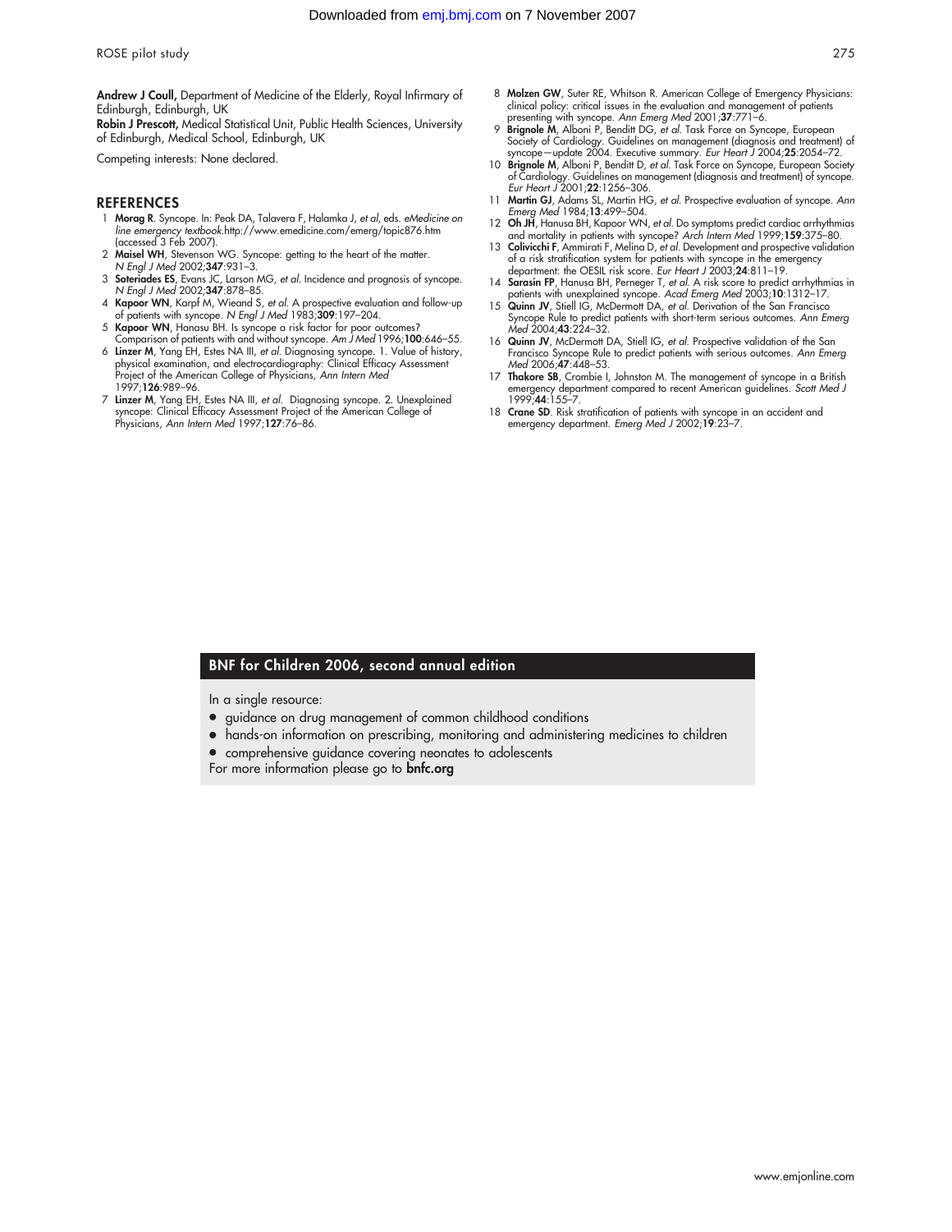**Andrew J Coull,** Department of Medicine of the Elderly, Royal Infirmary of Edinburgh, Edinburgh, UK

**Robin J Prescott,** Medical Statistical Unit, Public Health Sciences, University of Edinburgh, Medical School, Edinburgh, UK

Competing interests: None declared.

## REFERENCES

1. **Morag R**. Syncope. In: Peak DA, Talavera F, Halamka J, *et al*, eds. *eMedicine on line emergency textbook.*http://www.emedicine.com/emerg/topic876.htm (accessed 3 Feb 2007).
2. **Maisel WH**, Stevenson WG. Syncope: getting to the heart of the matter. *N Engl J Med* 2002;**347**:931–3.
3. **Soteriades ES**, Evans JC, Larson MG, *et al*. Incidence and prognosis of syncope. *N Engl J Med* 2002;**347**:878–85.
4. **Kapoor WN**, Karpf M, Wieand S, *et al*. A prospective evaluation and follow-up of patients with syncope. *N Engl J Med* 1983;**309**:197–204.
5. **Kapoor WN**, Hanasu BH. Is syncope a risk factor for poor outcomes? Comparison of patients with and without syncope. *Am J Med* 1996;**100**:646–55.
6. **Linzer M**, Yang EH, Estes NA III, *et al*. Diagnosing syncope. 1. Value of history, physical examination, and electrocardiography: Clinical Efficacy Assessment Project of the American College of Physicians, *Ann Intern Med* 1997;**126**:989–96.
7. **Linzer M**, Yang EH, Estes NA III, *et al*. Diagnosing syncope. 2. Unexplained syncope: Clinical Efficacy Assessment Project of the American College of Physicians, *Ann Intern Med* 1997;**127**:76–86.
8. **Molzen GW**, Suter RE, Whitson R. American College of Emergency Physicians: clinical policy: critical issues in the evaluation and management of patients presenting with syncope. *Ann Emerg Med* 2001;**37**:771–6.
9. **Brignole M**, Alboni P, Benditt DG, *et al*. Task Force on Syncope, European Society of Cardiology. Guidelines on management (diagnosis and treatment) of syncope—update 2004. Executive summary. *Eur Heart J* 2004;**25**:2054–72.
10. **Brignole M**, Alboni P, Benditt D, *et al*. Task Force on Syncope, European Society of Cardiology. Guidelines on management (diagnosis and treatment) of syncope. *Eur Heart J* 2001;**22**:1256–306.
11. **Martin GJ**, Adams SL, Martin HG, *et al*. Prospective evaluation of syncope. *Ann Emerg Med* 1984;**13**:499–504.
12. **Oh JH**, Hanusa BH, Kapoor WN, *et al*. Do symptoms predict cardiac arrhythmias and mortality in patients with syncope? *Arch Intern Med* 1999;**159**:375–80.
13. **Colivicchi F**, Ammirati F, Melina D, *et al*. Development and prospective validation of a risk stratification system for patients with syncope in the emergency department: the OESIL risk score. *Eur Heart J* 2003;**24**:811–19.
14. **Sarasin FP**, Hanusa BH, Perneger T, *et al*. A risk score to predict arrhythmias in patients with unexplained syncope. *Acad Emerg Med* 2003;**10**:1312–17.
15. **Quinn JV**, Stiell IG, McDermott DA, *et al*. Derivation of the San Francisco Syncope Rule to predict patients with short-term serious outcomes. *Ann Emerg Med* 2004;**43**:224–32.
16. **Quinn JV**, McDermott DA, Stiell IG, *et al*. Prospective validation of the San Francisco Syncope Rule to predict patients with serious outcomes. *Ann Emerg Med* 2006;**47**:448–53.
17. **Thakore SB**, Crombie I, Johnston M. The management of syncope in a British emergency department compared to recent American guidelines. *Scott Med J* 1999;**44**:155–7.
18. **Crane SD**. Risk stratification of patients with syncope in an accident and emergency department. *Emerg Med J* 2002;**19**:23–7.

## BNF for Children 2006, second annual edition

In a single resource:

- guidance on drug management of common childhood conditions
- hands-on information on prescribing, monitoring and administering medicines to children
- comprehensive guidance covering neonates to adolescents

For more information please go to **bnfc.org**